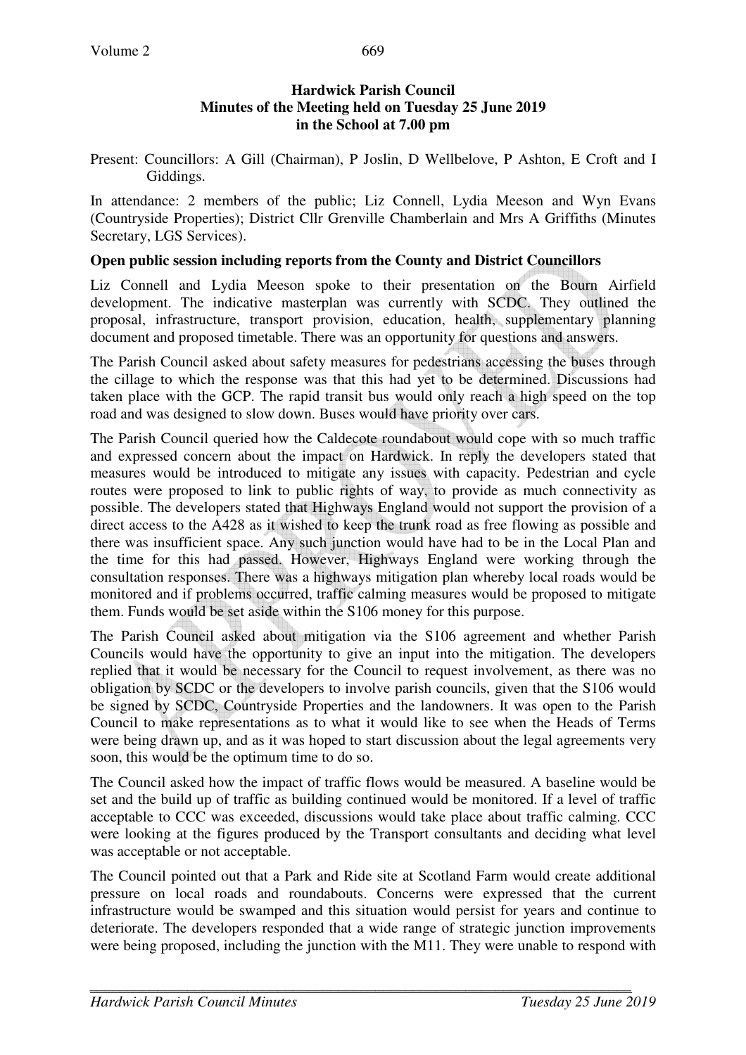**Hardwick Parish Council**
**Minutes of the Meeting held on Tuesday 25 June 2019**
**in the School at 7.00 pm**

Present: Councillors: A Gill (Chairman), P Joslin, D Wellbelove, P Ashton, E Croft and I Giddings.

In attendance: 2 members of the public; Liz Connell, Lydia Meeson and Wyn Evans (Countryside Properties); District Cllr Grenville Chamberlain and Mrs A Griffiths (Minutes Secretary, LGS Services).

**Open public session including reports from the County and District Councillors**

Liz Connell and Lydia Meeson spoke to their presentation on the Bourn Airfield development. The indicative masterplan was currently with SCDC. They outlined the proposal, infrastructure, transport provision, education, health, supplementary planning document and proposed timetable. There was an opportunity for questions and answers.

The Parish Council asked about safety measures for pedestrians accessing the buses through the cillage to which the response was that this had yet to be determined. Discussions had taken place with the GCP. The rapid transit bus would only reach a high speed on the top road and was designed to slow down. Buses would have priority over cars.

The Parish Council queried how the Caldecote roundabout would cope with so much traffic and expressed concern about the impact on Hardwick. In reply the developers stated that measures would be introduced to mitigate any issues with capacity. Pedestrian and cycle routes were proposed to link to public rights of way, to provide as much connectivity as possible. The developers stated that Highways England would not support the provision of a direct access to the A428 as it wished to keep the trunk road as free flowing as possible and there was insufficient space. Any such junction would have had to be in the Local Plan and the time for this had passed. However, Highways England were working through the consultation responses. There was a highways mitigation plan whereby local roads would be monitored and if problems occurred, traffic calming measures would be proposed to mitigate them. Funds would be set aside within the S106 money for this purpose.

The Parish Council asked about mitigation via the S106 agreement and whether Parish Councils would have the opportunity to give an input into the mitigation. The developers replied that it would be necessary for the Council to request involvement, as there was no obligation by SCDC or the developers to involve parish councils, given that the S106 would be signed by SCDC, Countryside Properties and the landowners. It was open to the Parish Council to make representations as to what it would like to see when the Heads of Terms were being drawn up, and as it was hoped to start discussion about the legal agreements very soon, this would be the optimum time to do so.

The Council asked how the impact of traffic flows would be measured. A baseline would be set and the build up of traffic as building continued would be monitored. If a level of traffic acceptable to CCC was exceeded, discussions would take place about traffic calming. CCC were looking at the figures produced by the Transport consultants and deciding what level was acceptable or not acceptable.

The Council pointed out that a Park and Ride site at Scotland Farm would create additional pressure on local roads and roundabouts. Concerns were expressed that the current infrastructure would be swamped and this situation would persist for years and continue to deteriorate. The developers responded that a wide range of strategic junction improvements were being proposed, including the junction with the M11. They were unable to respond with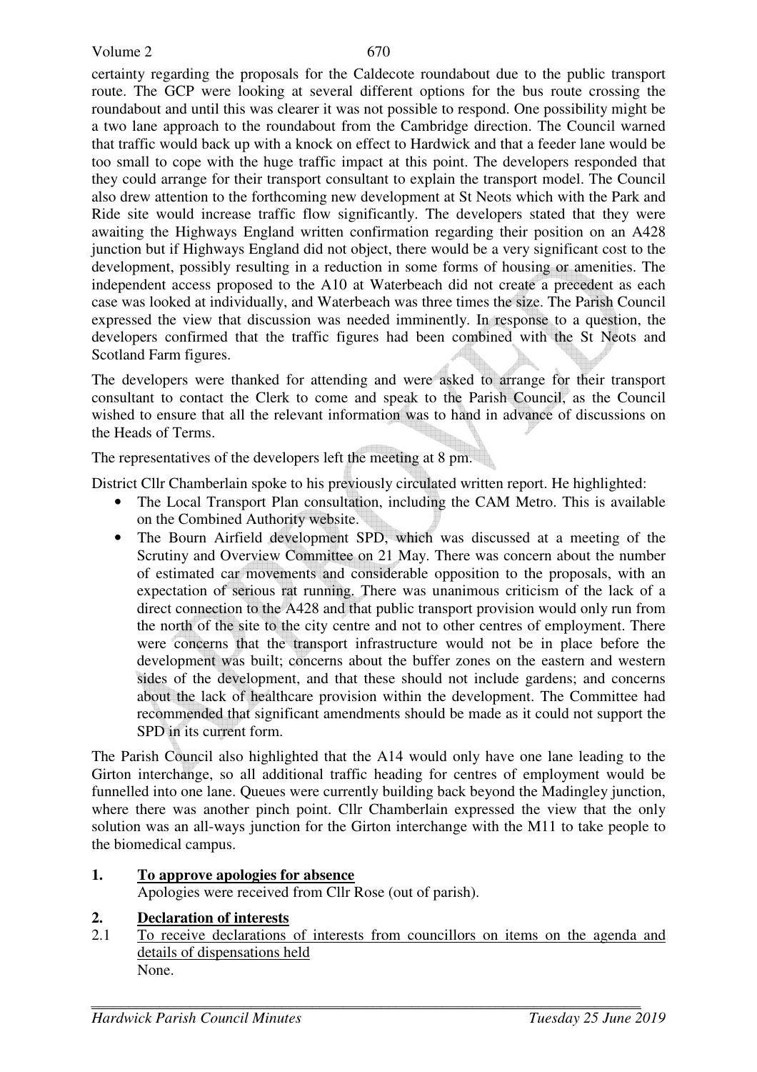certainty regarding the proposals for the Caldecote roundabout due to the public transport route. The GCP were looking at several different options for the bus route crossing the roundabout and until this was clearer it was not possible to respond. One possibility might be a two lane approach to the roundabout from the Cambridge direction. The Council warned that traffic would back up with a knock on effect to Hardwick and that a feeder lane would be too small to cope with the huge traffic impact at this point. The developers responded that they could arrange for their transport consultant to explain the transport model. The Council also drew attention to the forthcoming new development at St Neots which with the Park and Ride site would increase traffic flow significantly. The developers stated that they were awaiting the Highways England written confirmation regarding their position on an A428 junction but if Highways England did not object, there would be a very significant cost to the development, possibly resulting in a reduction in some forms of housing or amenities. The independent access proposed to the A10 at Waterbeach did not create a precedent as each case was looked at individually, and Waterbeach was three times the size. The Parish Council expressed the view that discussion was needed imminently. In response to a question, the developers confirmed that the traffic figures had been combined with the St Neots and Scotland Farm figures.

The developers were thanked for attending and were asked to arrange for their transport consultant to contact the Clerk to come and speak to the Parish Council, as the Council wished to ensure that all the relevant information was to hand in advance of discussions on the Heads of Terms.

The representatives of the developers left the meeting at 8 pm.

District Cllr Chamberlain spoke to his previously circulated written report. He highlighted:

- The Local Transport Plan consultation, including the CAM Metro. This is available on the Combined Authority website.
- The Bourn Airfield development SPD, which was discussed at a meeting of the Scrutiny and Overview Committee on 21 May. There was concern about the number of estimated car movements and considerable opposition to the proposals, with an expectation of serious rat running. There was unanimous criticism of the lack of a direct connection to the A428 and that public transport provision would only run from the north of the site to the city centre and not to other centres of employment. There were concerns that the transport infrastructure would not be in place before the development was built; concerns about the buffer zones on the eastern and western sides of the development, and that these should not include gardens; and concerns about the lack of healthcare provision within the development. The Committee had recommended that significant amendments should be made as it could not support the SPD in its current form.

The Parish Council also highlighted that the A14 would only have one lane leading to the Girton interchange, so all additional traffic heading for centres of employment would be funnelled into one lane. Queues were currently building back beyond the Madingley junction, where there was another pinch point. Cllr Chamberlain expressed the view that the only solution was an all-ways junction for the Girton interchange with the M11 to take people to the biomedical campus.

## 1. To approve apologies for absence

Apologies were received from Cllr Rose (out of parish).

## 2. Declaration of interests

2.1 To receive declarations of interests from councillors on items on the agenda and details of dispensations held

None.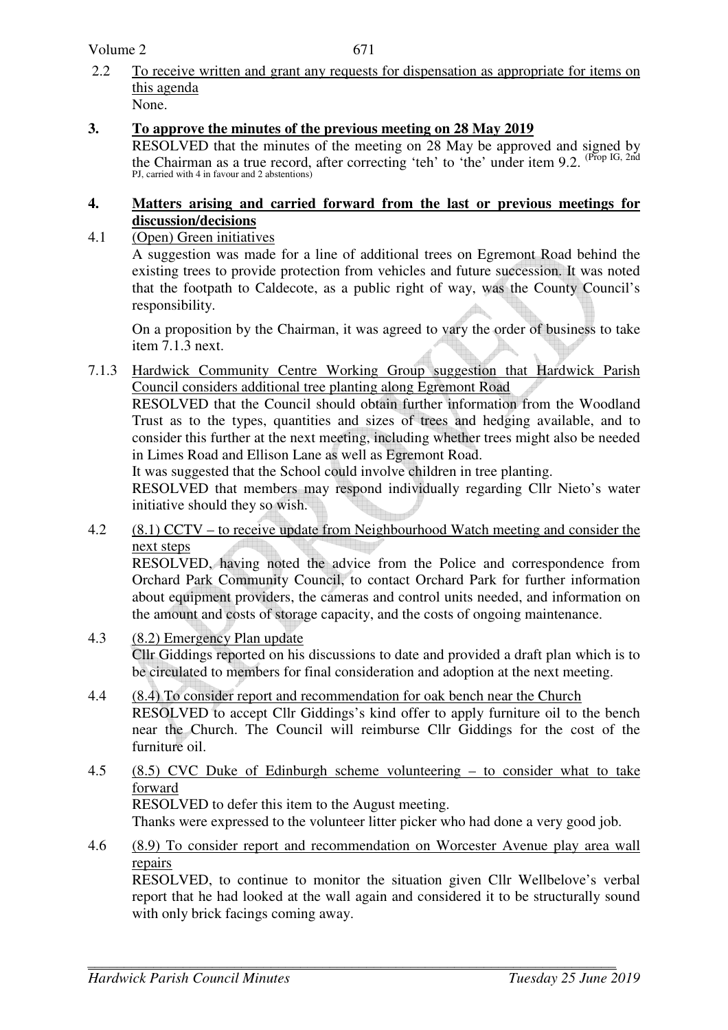2.2 To receive written and grant any requests for dispensation as appropriate for items on this agenda

None.

## 3. To approve the minutes of the previous meeting on 28 May 2019

RESOLVED that the minutes of the meeting on 28 May be approved and signed by the Chairman as a true record, after correcting 'teh' to 'the' under item 9.2. (Prop IG, 2nd PJ, carried with 4 in favour and 2 abstentions)

## 4. Matters arising and carried forward from the last or previous meetings for discussion/decisions

4.1 (Open) Green initiatives

A suggestion was made for a line of additional trees on Egremont Road behind the existing trees to provide protection from vehicles and future succession. It was noted that the footpath to Caldecote, as a public right of way, was the County Council's responsibility.

On a proposition by the Chairman, it was agreed to vary the order of business to take item 7.1.3 next.

7.1.3 Hardwick Community Centre Working Group suggestion that Hardwick Parish Council considers additional tree planting along Egremont Road

RESOLVED that the Council should obtain further information from the Woodland Trust as to the types, quantities and sizes of trees and hedging available, and to consider this further at the next meeting, including whether trees might also be needed in Limes Road and Ellison Lane as well as Egremont Road.

It was suggested that the School could involve children in tree planting.

RESOLVED that members may respond individually regarding Cllr Nieto's water initiative should they so wish.

4.2 (8.1) CCTV – to receive update from Neighbourhood Watch meeting and consider the next steps

RESOLVED, having noted the advice from the Police and correspondence from Orchard Park Community Council, to contact Orchard Park for further information about equipment providers, the cameras and control units needed, and information on the amount and costs of storage capacity, and the costs of ongoing maintenance.

4.3 (8.2) Emergency Plan update

Cllr Giddings reported on his discussions to date and provided a draft plan which is to be circulated to members for final consideration and adoption at the next meeting.

4.4 (8.4) To consider report and recommendation for oak bench near the Church

RESOLVED to accept Cllr Giddings's kind offer to apply furniture oil to the bench near the Church. The Council will reimburse Cllr Giddings for the cost of the furniture oil.

4.5 (8.5) CVC Duke of Edinburgh scheme volunteering – to consider what to take forward

RESOLVED to defer this item to the August meeting.

Thanks were expressed to the volunteer litter picker who had done a very good job.

4.6 (8.9) To consider report and recommendation on Worcester Avenue play area wall repairs

RESOLVED, to continue to monitor the situation given Cllr Wellbelove's verbal report that he had looked at the wall again and considered it to be structurally sound with only brick facings coming away.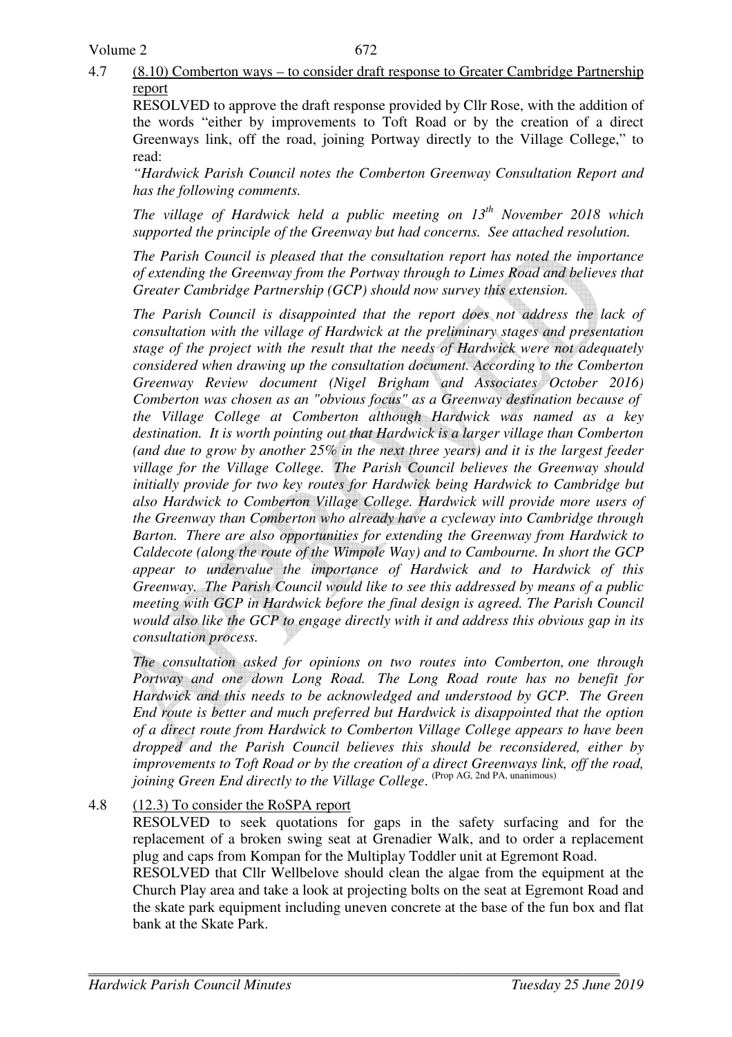4.7 (8.10) Comberton ways – to consider draft response to Greater Cambridge Partnership report

RESOLVED to approve the draft response provided by Cllr Rose, with the addition of the words "either by improvements to Toft Road or by the creation of a direct Greenways link, off the road, joining Portway directly to the Village College," to read:

*"Hardwick Parish Council notes the Comberton Greenway Consultation Report and has the following comments.*

*The village of Hardwick held a public meeting on 13th November 2018 which supported the principle of the Greenway but had concerns. See attached resolution.*

*The Parish Council is pleased that the consultation report has noted the importance of extending the Greenway from the Portway through to Limes Road and believes that Greater Cambridge Partnership (GCP) should now survey this extension.*

*The Parish Council is disappointed that the report does not address the lack of consultation with the village of Hardwick at the preliminary stages and presentation stage of the project with the result that the needs of Hardwick were not adequately considered when drawing up the consultation document. According to the Comberton Greenway Review document (Nigel Brigham and Associates October 2016) Comberton was chosen as an "obvious focus" as a Greenway destination because of the Village College at Comberton although Hardwick was named as a key destination. It is worth pointing out that Hardwick is a larger village than Comberton (and due to grow by another 25% in the next three years) and it is the largest feeder village for the Village College. The Parish Council believes the Greenway should initially provide for two key routes for Hardwick being Hardwick to Cambridge but also Hardwick to Comberton Village College. Hardwick will provide more users of the Greenway than Comberton who already have a cycleway into Cambridge through Barton. There are also opportunities for extending the Greenway from Hardwick to Caldecote (along the route of the Wimpole Way) and to Cambourne. In short the GCP appear to undervalue the importance of Hardwick and to Hardwick of this Greenway. The Parish Council would like to see this addressed by means of a public meeting with GCP in Hardwick before the final design is agreed. The Parish Council would also like the GCP to engage directly with it and address this obvious gap in its consultation process.*

*The consultation asked for opinions on two routes into Comberton, one through Portway and one down Long Road. The Long Road route has no benefit for Hardwick and this needs to be acknowledged and understood by GCP. The Green End route is better and much preferred but Hardwick is disappointed that the option of a direct route from Hardwick to Comberton Village College appears to have been dropped and the Parish Council believes this should be reconsidered, either by improvements to Toft Road or by the creation of a direct Greenways link, off the road, joining Green End directly to the Village College.* (Prop AG, 2nd PA, unanimous)

4.8 (12.3) To consider the RoSPA report

RESOLVED to seek quotations for gaps in the safety surfacing and for the replacement of a broken swing seat at Grenadier Walk, and to order a replacement plug and caps from Kompan for the Multiplay Toddler unit at Egremont Road.

RESOLVED that Cllr Wellbelove should clean the algae from the equipment at the Church Play area and take a look at projecting bolts on the seat at Egremont Road and the skate park equipment including uneven concrete at the base of the fun box and flat bank at the Skate Park.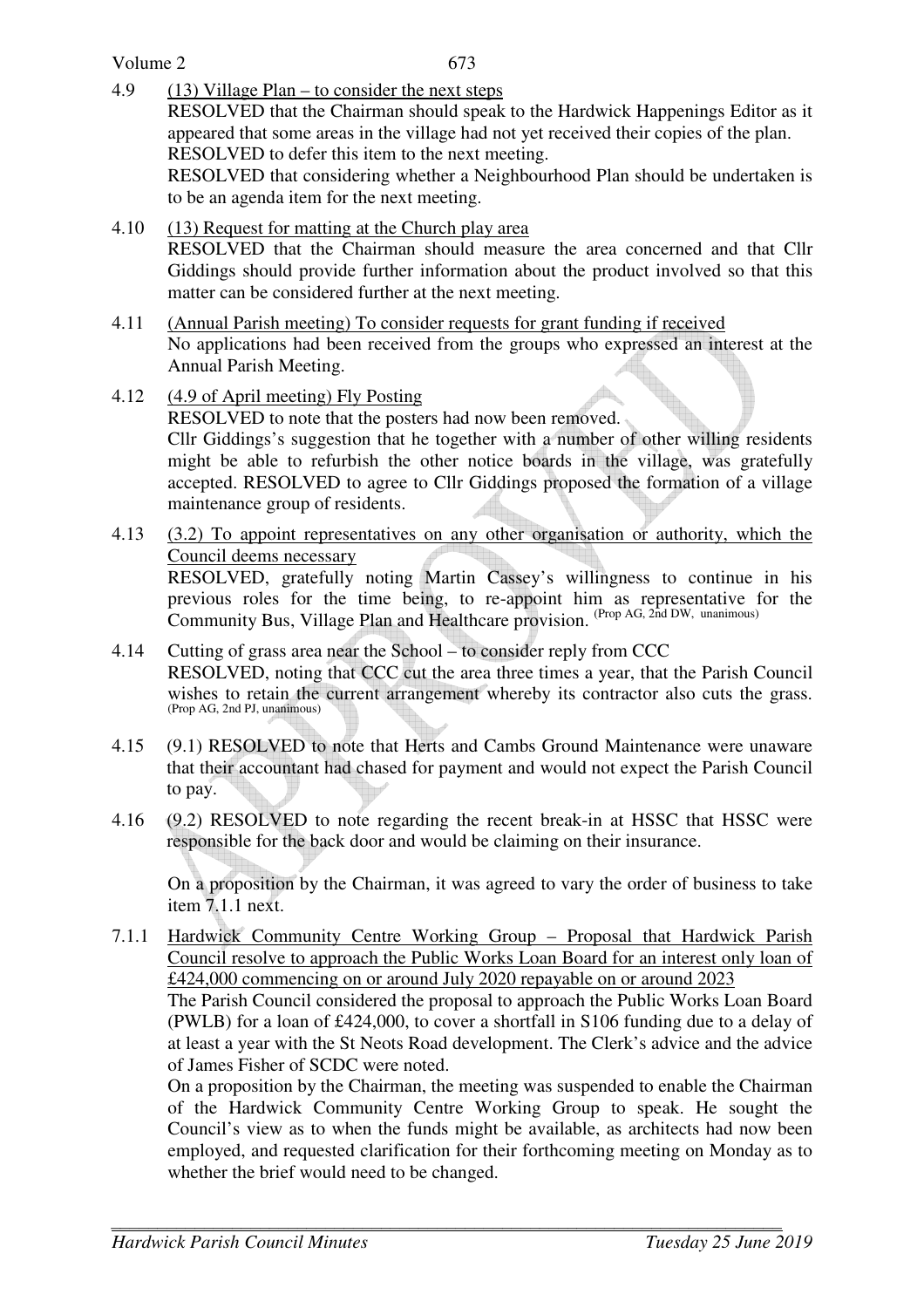4.9 (13) Village Plan – to consider the next steps

RESOLVED that the Chairman should speak to the Hardwick Happenings Editor as it appeared that some areas in the village had not yet received their copies of the plan.
RESOLVED to defer this item to the next meeting.
RESOLVED that considering whether a Neighbourhood Plan should be undertaken is to be an agenda item for the next meeting.

4.10 (13) Request for matting at the Church play area

RESOLVED that the Chairman should measure the area concerned and that Cllr Giddings should provide further information about the product involved so that this matter can be considered further at the next meeting.

4.11 (Annual Parish meeting) To consider requests for grant funding if received

No applications had been received from the groups who expressed an interest at the Annual Parish Meeting.

4.12 (4.9 of April meeting) Fly Posting

RESOLVED to note that the posters had now been removed.
Cllr Giddings's suggestion that he together with a number of other willing residents might be able to refurbish the other notice boards in the village, was gratefully accepted. RESOLVED to agree to Cllr Giddings proposed the formation of a village maintenance group of residents.

4.13 (3.2) To appoint representatives on any other organisation or authority, which the Council deems necessary

RESOLVED, gratefully noting Martin Cassey's willingness to continue in his previous roles for the time being, to re-appoint him as representative for the Community Bus, Village Plan and Healthcare provision. (Prop AG, 2nd DW, unanimous)

4.14 Cutting of grass area near the School – to consider reply from CCC

RESOLVED, noting that CCC cut the area three times a year, that the Parish Council wishes to retain the current arrangement whereby its contractor also cuts the grass. (Prop AG, 2nd PJ, unanimous)

4.15 (9.1) RESOLVED to note that Herts and Cambs Ground Maintenance were unaware that their accountant had chased for payment and would not expect the Parish Council to pay.

4.16 (9.2) RESOLVED to note regarding the recent break-in at HSSC that HSSC were responsible for the back door and would be claiming on their insurance.

On a proposition by the Chairman, it was agreed to vary the order of business to take item 7.1.1 next.

7.1.1 Hardwick Community Centre Working Group – Proposal that Hardwick Parish Council resolve to approach the Public Works Loan Board for an interest only loan of £424,000 commencing on or around July 2020 repayable on or around 2023

The Parish Council considered the proposal to approach the Public Works Loan Board (PWLB) for a loan of £424,000, to cover a shortfall in S106 funding due to a delay of at least a year with the St Neots Road development. The Clerk's advice and the advice of James Fisher of SCDC were noted.
On a proposition by the Chairman, the meeting was suspended to enable the Chairman of the Hardwick Community Centre Working Group to speak. He sought the Council's view as to when the funds might be available, as architects had now been employed, and requested clarification for their forthcoming meeting on Monday as to whether the brief would need to be changed.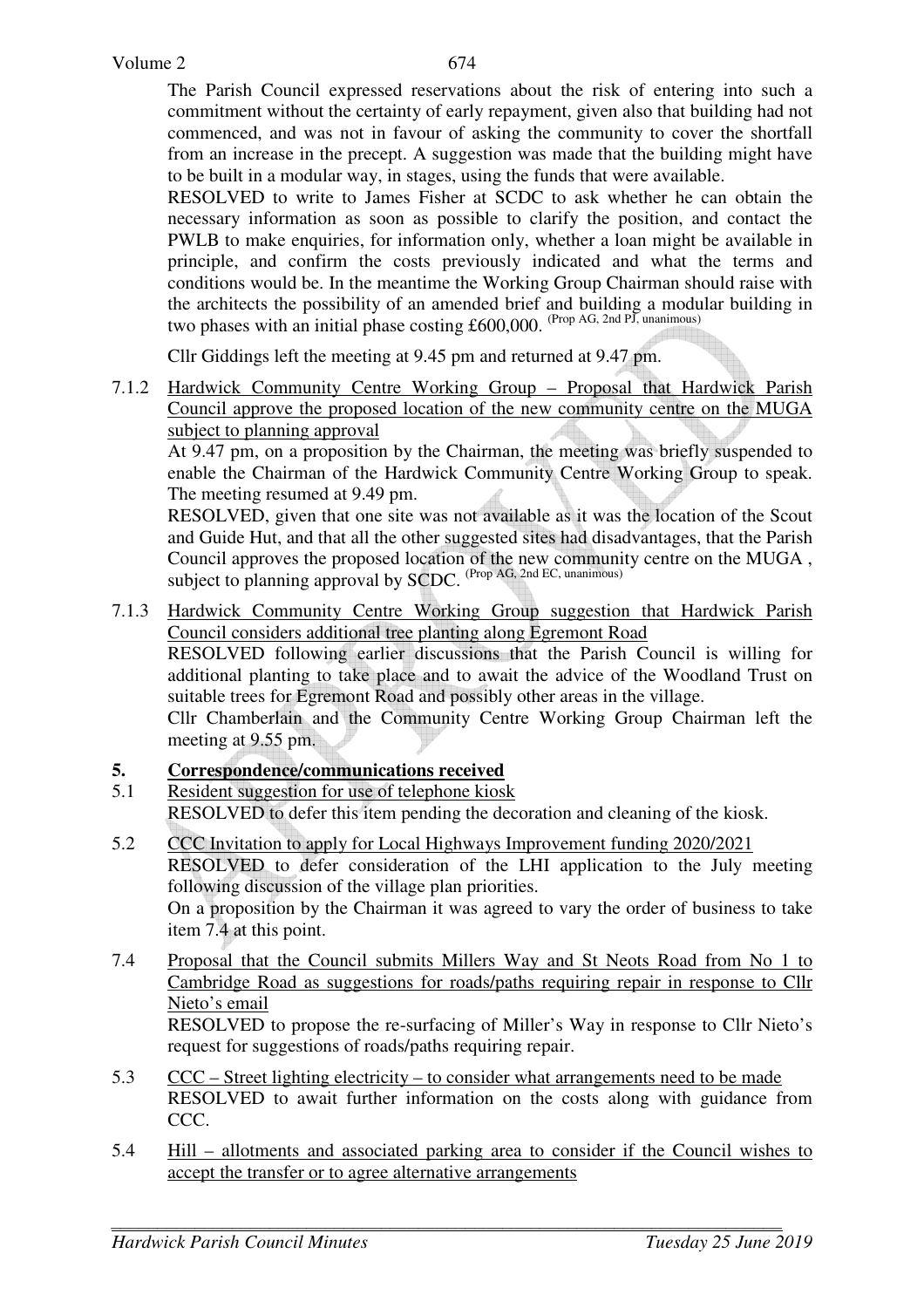The Parish Council expressed reservations about the risk of entering into such a commitment without the certainty of early repayment, given also that building had not commenced, and was not in favour of asking the community to cover the shortfall from an increase in the precept. A suggestion was made that the building might have to be built in a modular way, in stages, using the funds that were available.

RESOLVED to write to James Fisher at SCDC to ask whether he can obtain the necessary information as soon as possible to clarify the position, and contact the PWLB to make enquiries, for information only, whether a loan might be available in principle, and confirm the costs previously indicated and what the terms and conditions would be. In the meantime the Working Group Chairman should raise with the architects the possibility of an amended brief and building a modular building in two phases with an initial phase costing £600,000. (Prop AG, 2nd PJ, unanimous)

Cllr Giddings left the meeting at 9.45 pm and returned at 9.47 pm.

7.1.2 Hardwick Community Centre Working Group – Proposal that Hardwick Parish Council approve the proposed location of the new community centre on the MUGA subject to planning approval

At 9.47 pm, on a proposition by the Chairman, the meeting was briefly suspended to enable the Chairman of the Hardwick Community Centre Working Group to speak. The meeting resumed at 9.49 pm.

RESOLVED, given that one site was not available as it was the location of the Scout and Guide Hut, and that all the other suggested sites had disadvantages, that the Parish Council approves the proposed location of the new community centre on the MUGA , subject to planning approval by SCDC. (Prop AG, 2nd EC, unanimous)

7.1.3 Hardwick Community Centre Working Group suggestion that Hardwick Parish Council considers additional tree planting along Egremont Road

RESOLVED following earlier discussions that the Parish Council is willing for additional planting to take place and to await the advice of the Woodland Trust on suitable trees for Egremont Road and possibly other areas in the village.

Cllr Chamberlain and the Community Centre Working Group Chairman left the meeting at 9.55 pm.

## 5. Correspondence/communications received

5.1 Resident suggestion for use of telephone kiosk

RESOLVED to defer this item pending the decoration and cleaning of the kiosk.

5.2 CCC Invitation to apply for Local Highways Improvement funding 2020/2021

RESOLVED to defer consideration of the LHI application to the July meeting following discussion of the village plan priorities.

On a proposition by the Chairman it was agreed to vary the order of business to take item 7.4 at this point.

7.4 Proposal that the Council submits Millers Way and St Neots Road from No 1 to Cambridge Road as suggestions for roads/paths requiring repair in response to Cllr Nieto's email

RESOLVED to propose the re-surfacing of Miller's Way in response to Cllr Nieto's request for suggestions of roads/paths requiring repair.

5.3 CCC – Street lighting electricity – to consider what arrangements need to be made

RESOLVED to await further information on the costs along with guidance from CCC.

5.4 Hill – allotments and associated parking area to consider if the Council wishes to accept the transfer or to agree alternative arrangements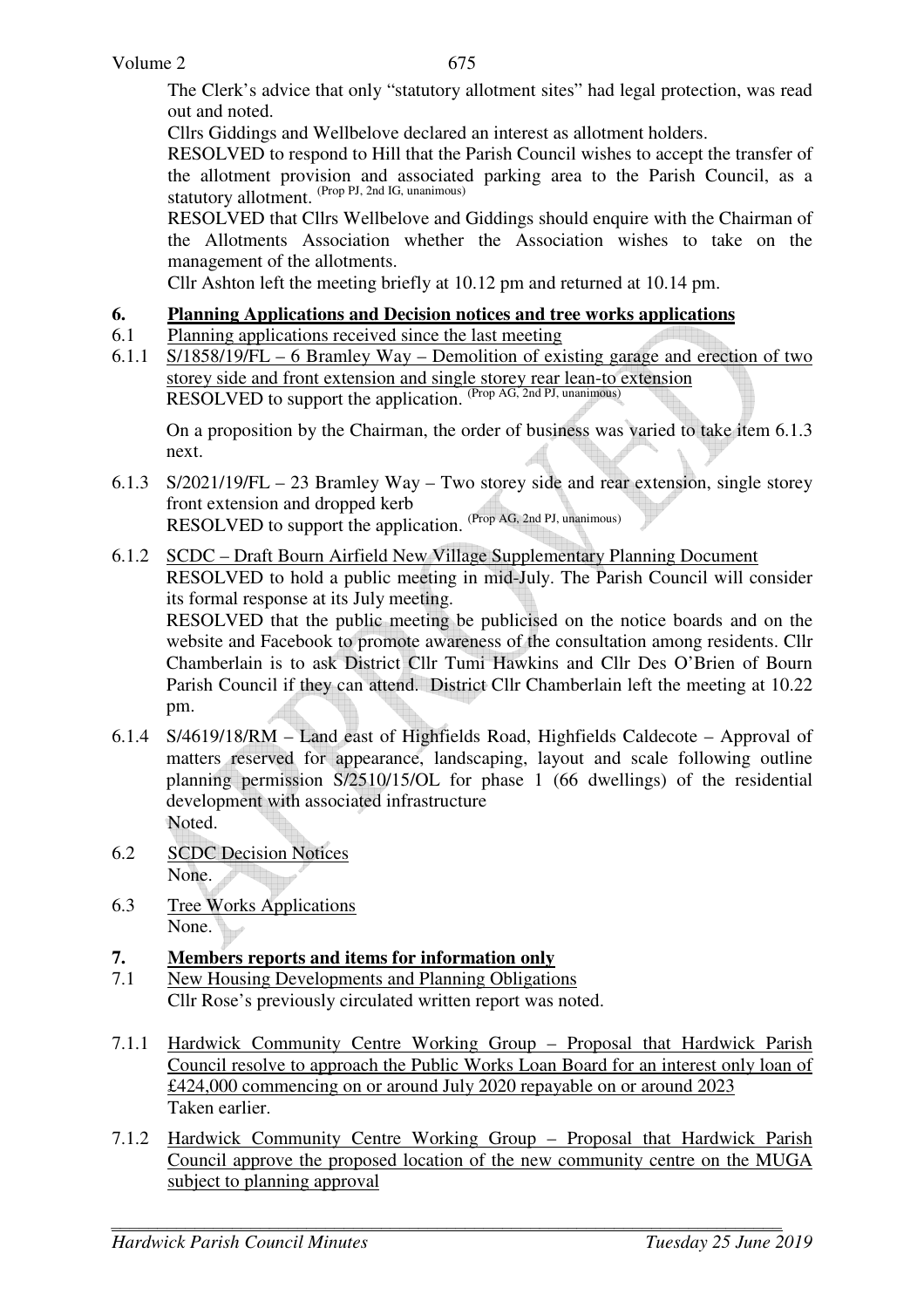The Clerk's advice that only "statutory allotment sites" had legal protection, was read out and noted.

Cllrs Giddings and Wellbelove declared an interest as allotment holders.

RESOLVED to respond to Hill that the Parish Council wishes to accept the transfer of the allotment provision and associated parking area to the Parish Council, as a statutory allotment. (Prop PJ, 2nd IG, unanimous)

RESOLVED that Cllrs Wellbelove and Giddings should enquire with the Chairman of the Allotments Association whether the Association wishes to take on the management of the allotments.

Cllr Ashton left the meeting briefly at 10.12 pm and returned at 10.14 pm.

## 6. Planning Applications and Decision notices and tree works applications

6.1 Planning applications received since the last meeting

6.1.1 S/1858/19/FL – 6 Bramley Way – Demolition of existing garage and erection of two storey side and front extension and single storey rear lean-to extension
RESOLVED to support the application. (Prop AG, 2nd PJ, unanimous)

On a proposition by the Chairman, the order of business was varied to take item 6.1.3 next.

6.1.3 S/2021/19/FL – 23 Bramley Way – Two storey side and rear extension, single storey front extension and dropped kerb
RESOLVED to support the application. (Prop AG, 2nd PJ, unanimous)

6.1.2 SCDC – Draft Bourn Airfield New Village Supplementary Planning Document
RESOLVED to hold a public meeting in mid-July. The Parish Council will consider its formal response at its July meeting.
RESOLVED that the public meeting be publicised on the notice boards and on the website and Facebook to promote awareness of the consultation among residents. Cllr Chamberlain is to ask District Cllr Tumi Hawkins and Cllr Des O'Brien of Bourn Parish Council if they can attend. District Cllr Chamberlain left the meeting at 10.22 pm.

6.1.4 S/4619/18/RM – Land east of Highfields Road, Highfields Caldecote – Approval of matters reserved for appearance, landscaping, layout and scale following outline planning permission S/2510/15/OL for phase 1 (66 dwellings) of the residential development with associated infrastructure
Noted.

6.2 SCDC Decision Notices
None.

6.3 Tree Works Applications
None.

## 7. Members reports and items for information only

7.1 New Housing Developments and Planning Obligations
Cllr Rose's previously circulated written report was noted.

7.1.1 Hardwick Community Centre Working Group – Proposal that Hardwick Parish Council resolve to approach the Public Works Loan Board for an interest only loan of £424,000 commencing on or around July 2020 repayable on or around 2023
Taken earlier.

7.1.2 Hardwick Community Centre Working Group – Proposal that Hardwick Parish Council approve the proposed location of the new community centre on the MUGA subject to planning approval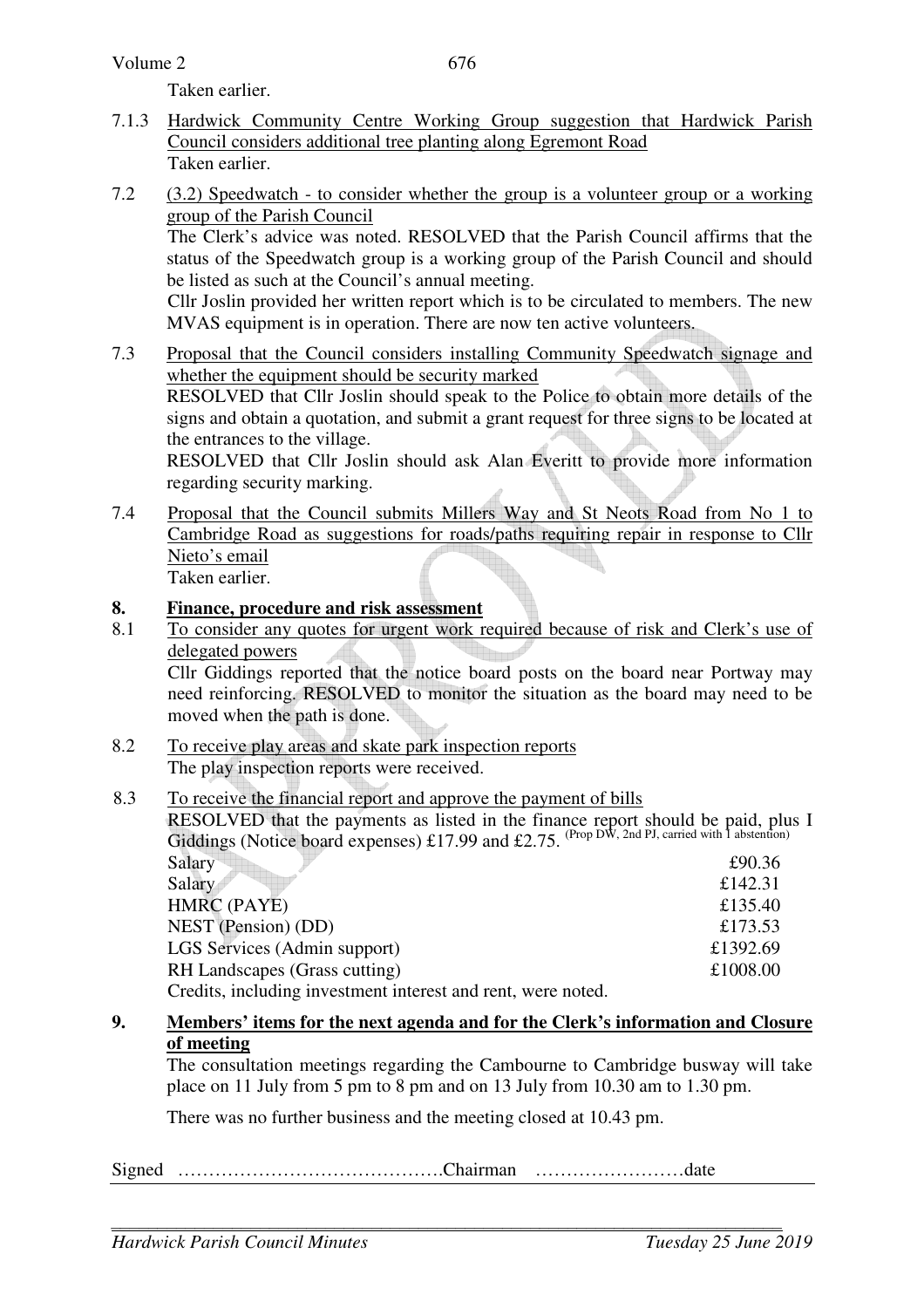Taken earlier.

7.1.3 Hardwick Community Centre Working Group suggestion that Hardwick Parish Council considers additional tree planting along Egremont Road
Taken earlier.

7.2 (3.2) Speedwatch - to consider whether the group is a volunteer group or a working group of the Parish Council
The Clerk's advice was noted. RESOLVED that the Parish Council affirms that the status of the Speedwatch group is a working group of the Parish Council and should be listed as such at the Council's annual meeting.
Cllr Joslin provided her written report which is to be circulated to members. The new MVAS equipment is in operation. There are now ten active volunteers.

7.3 Proposal that the Council considers installing Community Speedwatch signage and whether the equipment should be security marked
RESOLVED that Cllr Joslin should speak to the Police to obtain more details of the signs and obtain a quotation, and submit a grant request for three signs to be located at the entrances to the village.
RESOLVED that Cllr Joslin should ask Alan Everitt to provide more information regarding security marking.

7.4 Proposal that the Council submits Millers Way and St Neots Road from No 1 to Cambridge Road as suggestions for roads/paths requiring repair in response to Cllr Nieto's email
Taken earlier.

**8. Finance, procedure and risk assessment**

8.1 To consider any quotes for urgent work required because of risk and Clerk's use of delegated powers
Cllr Giddings reported that the notice board posts on the board near Portway may need reinforcing. RESOLVED to monitor the situation as the board may need to be moved when the path is done.

8.2 To receive play areas and skate park inspection reports
The play inspection reports were received.

8.3 To receive the financial report and approve the payment of bills
RESOLVED that the payments as listed in the finance report should be paid, plus I Giddings (Notice board expenses) £17.99 and £2.75. (Prop DW, 2nd PJ, carried with 1 abstention)

| | |
|---|---|
| Salary | £90.36 |
| Salary | £142.31 |
| HMRC (PAYE) | £135.40 |
| NEST (Pension) (DD) | £173.53 |
| LGS Services (Admin support) | £1392.69 |
| RH Landscapes (Grass cutting) | £1008.00 |

Credits, including investment interest and rent, were noted.

**9. Members' items for the next agenda and for the Clerk's information and Closure of meeting**

The consultation meetings regarding the Cambourne to Cambridge busway will take place on 11 July from 5 pm to 8 pm and on 13 July from 10.30 am to 1.30 pm.

There was no further business and the meeting closed at 10.43 pm.

Signed …………………………………….Chairman ……………………date